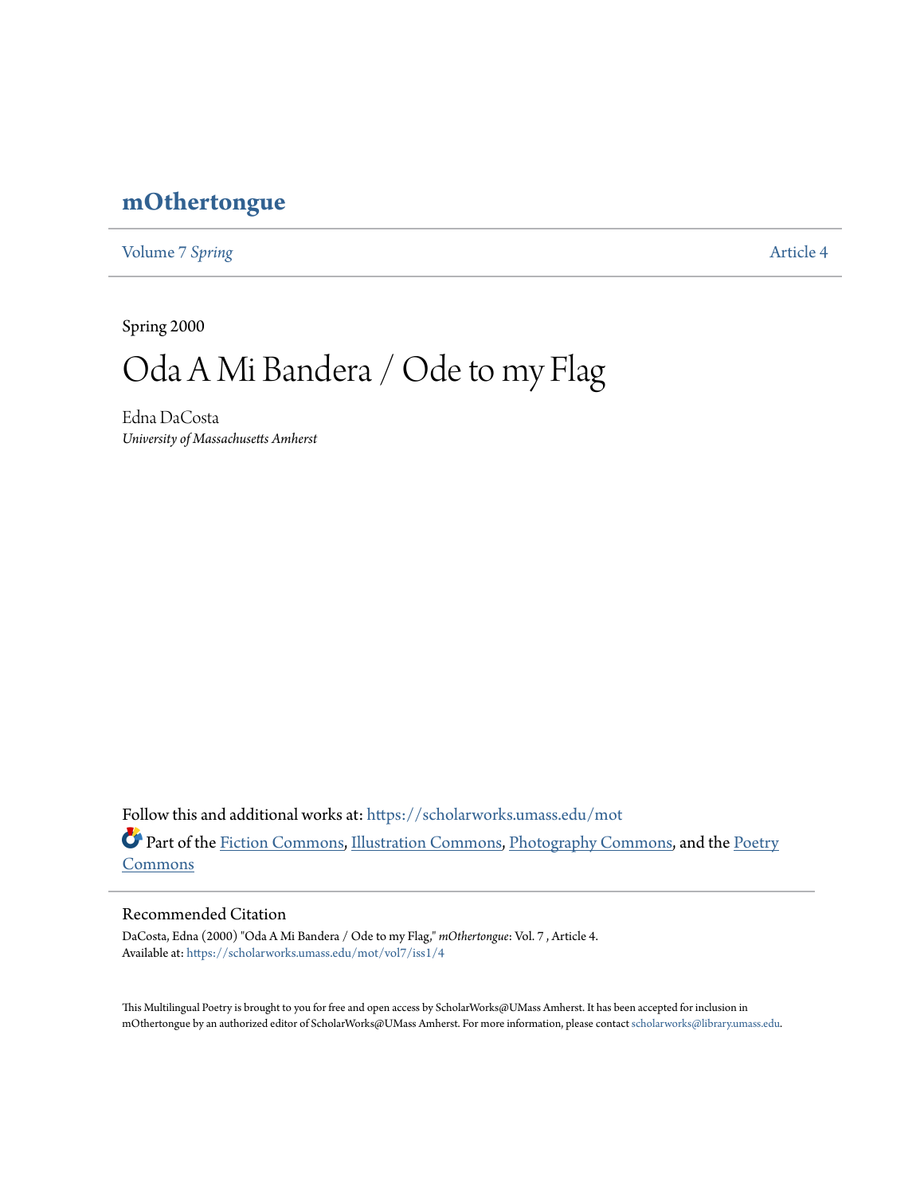# mOthertongue

Volume 7 *Spring* Article 4

Spring 2000

# Oda A Mi Bandera / Ode to my Flag

Edna DaCosta
*University of Massachusetts Amherst*

Follow this and additional works at: https://scholarworks.umass.edu/mot

Part of the Fiction Commons, Illustration Commons, Photography Commons, and the Poetry Commons

## Recommended Citation

DaCosta, Edna (2000) "Oda A Mi Bandera / Ode to my Flag," *mOthertongue*: Vol. 7 , Article 4.
Available at: https://scholarworks.umass.edu/mot/vol7/iss1/4

This Multilingual Poetry is brought to you for free and open access by ScholarWorks@UMass Amherst. It has been accepted for inclusion in mOthertongue by an authorized editor of ScholarWorks@UMass Amherst. For more information, please contact scholarworks@library.umass.edu.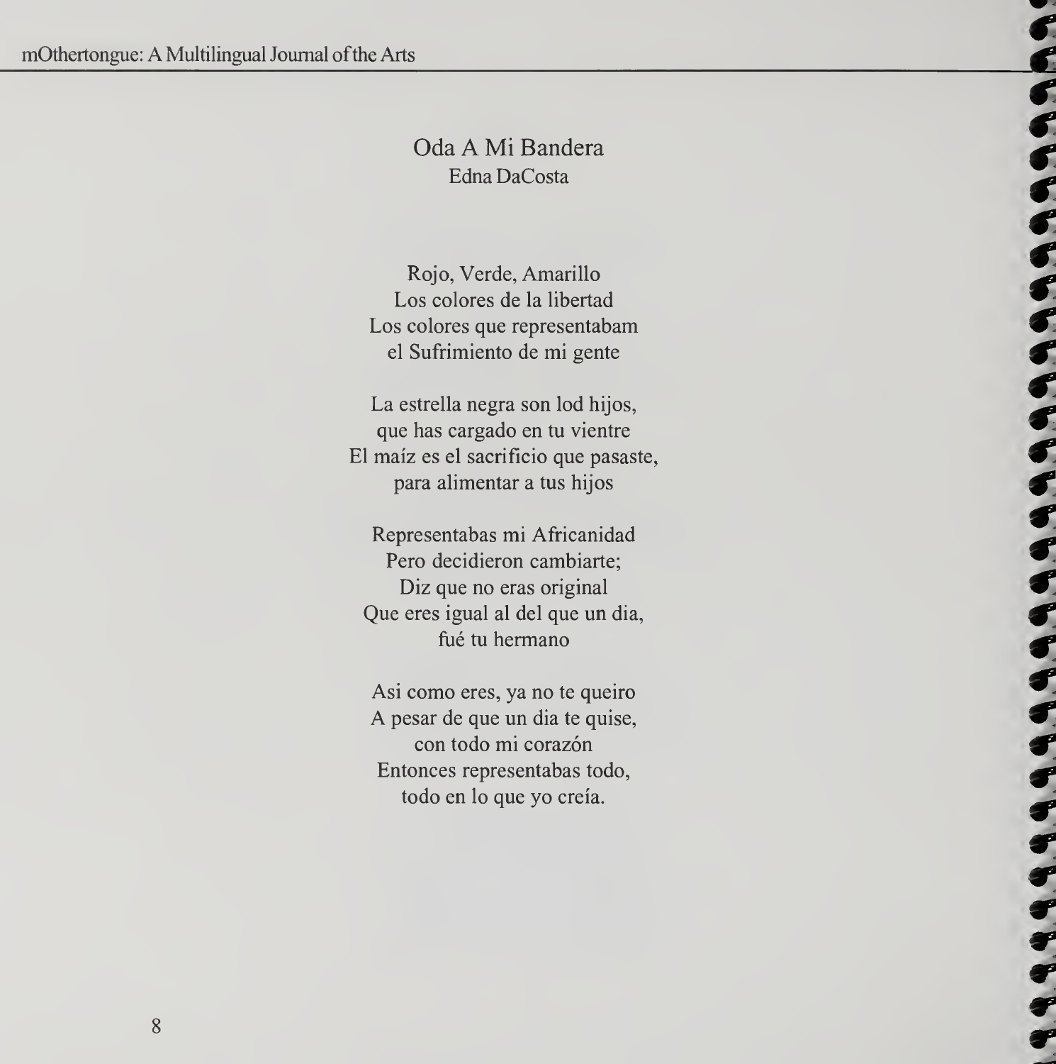# Oda A Mi Bandera

Edna DaCosta

Rojo, Verde, Amarillo
Los colores de la libertad
Los colores que representabam
el Sufrimiento de mi gente

La estrella negra son lod hijos,
que has cargado en tu vientre
El maíz es el sacrificio que pasaste,
para alimentar a tus hijos

Representabas mi Africanidad
Pero decidieron cambiarte;
Diz que no eras original
Que eres igual al del que un dia,
fué tu hermano

Asi como eres, ya no te queiro
A pesar de que un dia te quise,
con todo mi corazón
Entonces representabas todo,
todo en lo que yo creía.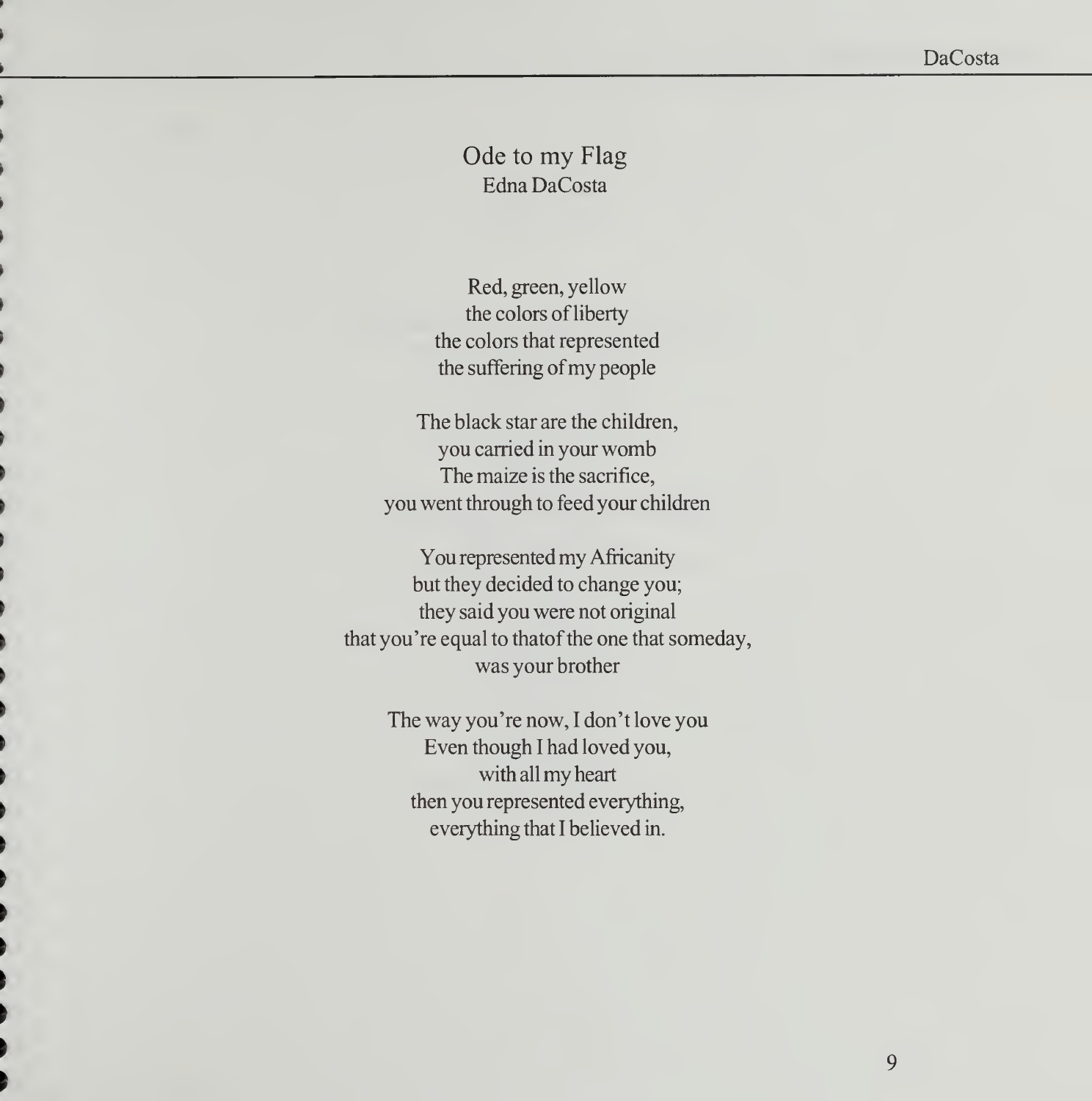# Ode to my Flag

Edna DaCosta

Red, green, yellow
the colors of liberty
the colors that represented
the suffering of my people

The black star are the children,
you carried in your womb
The maize is the sacrifice,
you went through to feed your children

You represented my Africanity
but they decided to change you;
they said you were not original
that you're equal to thatof the one that someday,
was your brother

The way you're now, I don't love you
Even though I had loved you,
with all my heart
then you represented everything,
everything that I believed in.